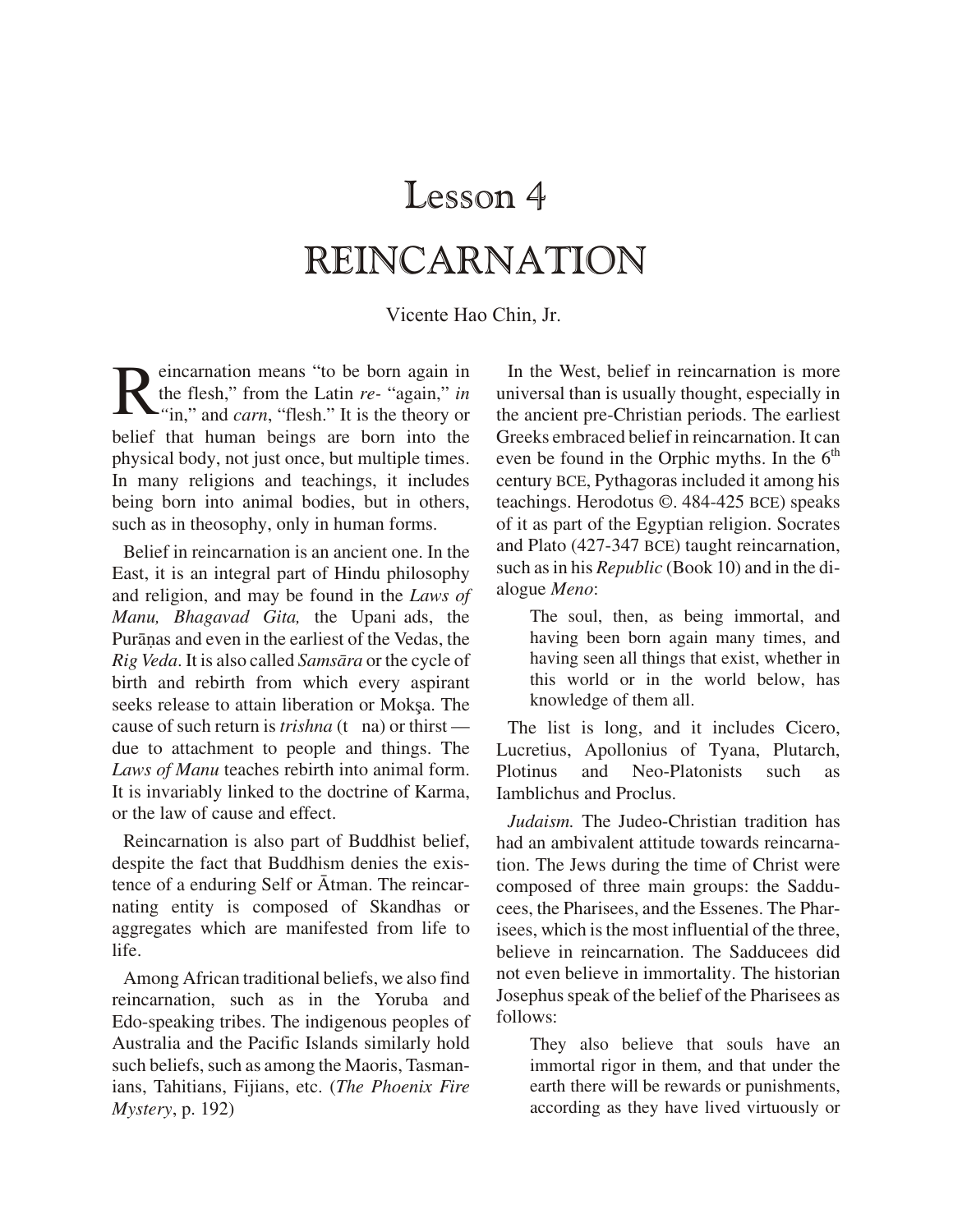# Lesson 4

# REINCARNATION

Vicente Hao Chin, Jr.

Reincarnation means "to be born again in the flesh," from the Latin *re-* "again," *in* "in," and *carn*, "flesh." It is the theory or belief that human beings are born into the physical body, not just once, but multiple times. In many religions and teachings, it includes being born into animal bodies, but in others, such as in theosophy, only in human forms.

Belief in reincarnation is an ancient one. In the East, it is an integral part of Hindu philosophy and religion, and may be found in the *Laws of Manu, Bhagavad Gita,* the Upani ads, the Purāṇas and even in the earliest of the Vedas, the *Rig Veda*. It is also called *Samsāra* or the cycle of birth and rebirth from which every aspirant seeks release to attain liberation or Mokṣa. The cause of such return is *trishna* (t na) or thirst — due to attachment to people and things. The *Laws of Manu* teaches rebirth into animal form. It is invariably linked to the doctrine of Karma, or the law of cause and effect.

Reincarnation is also part of Buddhist belief, despite the fact that Buddhism denies the existence of a enduring Self or Ātman. The reincarnating entity is composed of Skandhas or aggregates which are manifested from life to life.

Among African traditional beliefs, we also find reincarnation, such as in the Yoruba and Edo-speaking tribes. The indigenous peoples of Australia and the Pacific Islands similarly hold such beliefs, such as among the Maoris, Tasmanians, Tahitians, Fijians, etc. (*The Phoenix Fire Mystery*, p. 192)

In the West, belief in reincarnation is more universal than is usually thought, especially in the ancient pre-Christian periods. The earliest Greeks embraced belief in reincarnation. It can even be found in the Orphic myths. In the 6th century BCE, Pythagoras included it among his teachings. Herodotus ©. 484-425 BCE) speaks of it as part of the Egyptian religion. Socrates and Plato (427-347 BCE) taught reincarnation, such as in his *Republic* (Book 10) and in the dialogue *Meno*:

> The soul, then, as being immortal, and having been born again many times, and having seen all things that exist, whether in this world or in the world below, has knowledge of them all.

The list is long, and it includes Cicero, Lucretius, Apollonius of Tyana, Plutarch, Plotinus and Neo-Platonists such as Iamblichus and Proclus.

*Judaism.* The Judeo-Christian tradition has had an ambivalent attitude towards reincarnation. The Jews during the time of Christ were composed of three main groups: the Sadducees, the Pharisees, and the Essenes. The Pharisees, which is the most influential of the three, believe in reincarnation. The Sadducees did not even believe in immortality. The historian Josephus speak of the belief of the Pharisees as follows:

> They also believe that souls have an immortal rigor in them, and that under the earth there will be rewards or punishments, according as they have lived virtuously or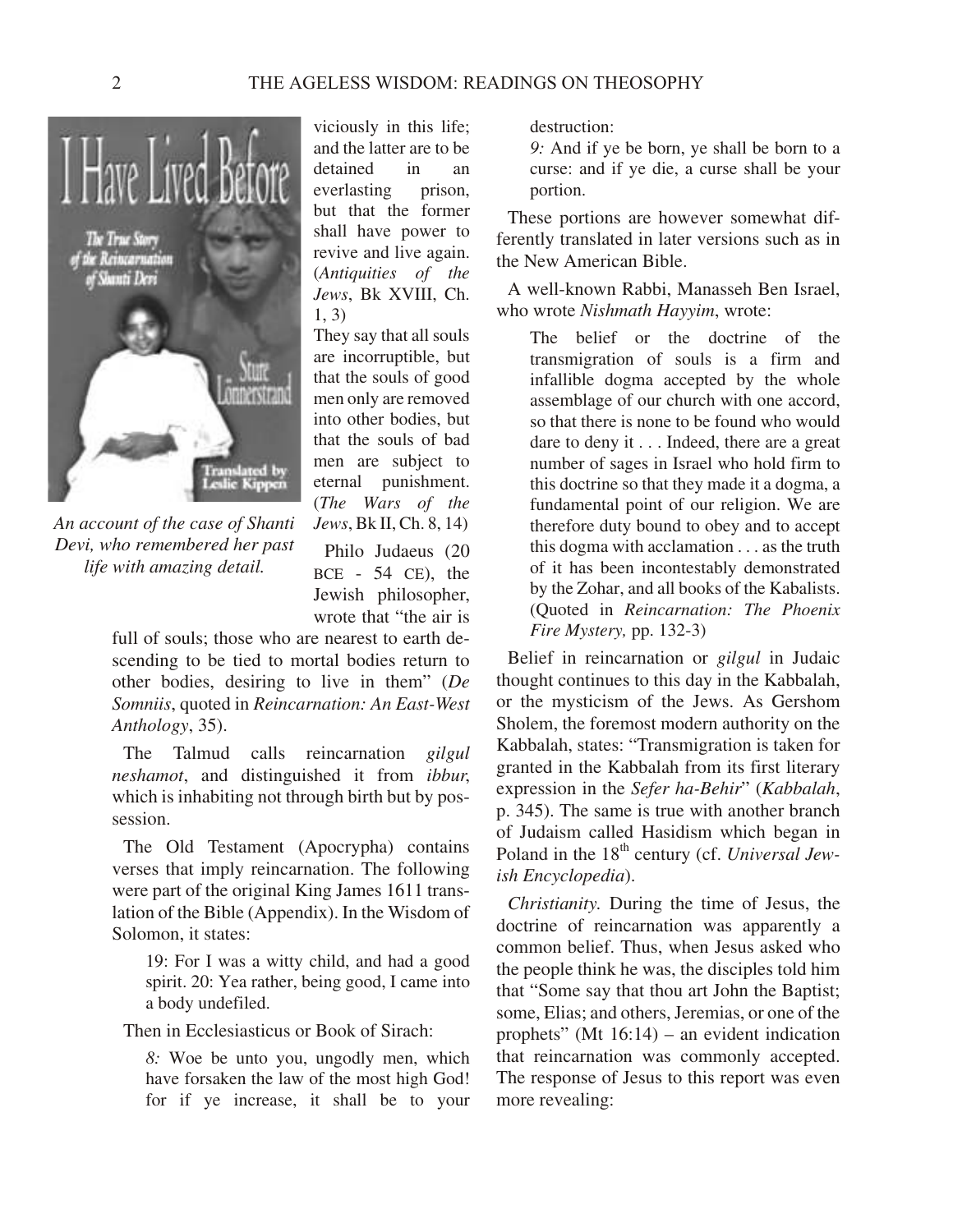viciously in this life; and the latter are to be detained in an everlasting prison, but that the former shall have power to revive and live again. (*Antiquities of the Jews*, Bk XVIII, Ch. 1, 3)

They say that all souls are incorruptible, but that the souls of good men only are removed into other bodies, but that the souls of bad men are subject to eternal punishment. (*The Wars of the Jews*, Bk II, Ch. 8, 14)

*An account of the case of Shanti Devi, who remembered her past life with amazing detail.*

Philo Judaeus (20 BCE - 54 CE), the Jewish philosopher, wrote that "the air is full of souls; those who are nearest to earth descending to be tied to mortal bodies return to other bodies, desiring to live in them" (*De Somniis*, quoted in *Reincarnation: An East-West Anthology*, 35).

The Talmud calls reincarnation *gilgul neshamot*, and distinguished it from *ibbur*, which is inhabiting not through birth but by possession.

The Old Testament (Apocrypha) contains verses that imply reincarnation. The following were part of the original King James 1611 translation of the Bible (Appendix). In the Wisdom of Solomon, it states:

> 19: For I was a witty child, and had a good spirit. 20: Yea rather, being good, I came into a body undefiled.

Then in Ecclesiasticus or Book of Sirach:

> *8:* Woe be unto you, ungodly men, which have forsaken the law of the most high God! for if ye increase, it shall be to your destruction:
>
> *9:* And if ye be born, ye shall be born to a curse: and if ye die, a curse shall be your portion.

These portions are however somewhat differently translated in later versions such as in the New American Bible.

A well-known Rabbi, Manasseh Ben Israel, who wrote *Nishmath Hayyim*, wrote:

> The belief or the doctrine of the transmigration of souls is a firm and infallible dogma accepted by the whole assemblage of our church with one accord, so that there is none to be found who would dare to deny it . . . Indeed, there are a great number of sages in Israel who hold firm to this doctrine so that they made it a dogma, a fundamental point of our religion. We are therefore duty bound to obey and to accept this dogma with acclamation . . . as the truth of it has been incontestably demonstrated by the Zohar, and all books of the Kabalists. (Quoted in *Reincarnation: The Phoenix Fire Mystery,* pp. 132-3)

Belief in reincarnation or *gilgul* in Judaic thought continues to this day in the Kabbalah, or the mysticism of the Jews. As Gershom Sholem, the foremost modern authority on the Kabbalah, states: "Transmigration is taken for granted in the Kabbalah from its first literary expression in the *Sefer ha-Behir*" (*Kabbalah*, p. 345). The same is true with another branch of Judaism called Hasidism which began in Poland in the 18th century (cf. *Universal Jewish Encyclopedia*).

*Christianity.* During the time of Jesus, the doctrine of reincarnation was apparently a common belief. Thus, when Jesus asked who the people think he was, the disciples told him that "Some say that thou art John the Baptist; some, Elias; and others, Jeremias, or one of the prophets" (Mt 16:14) – an evident indication that reincarnation was commonly accepted. The response of Jesus to this report was even more revealing: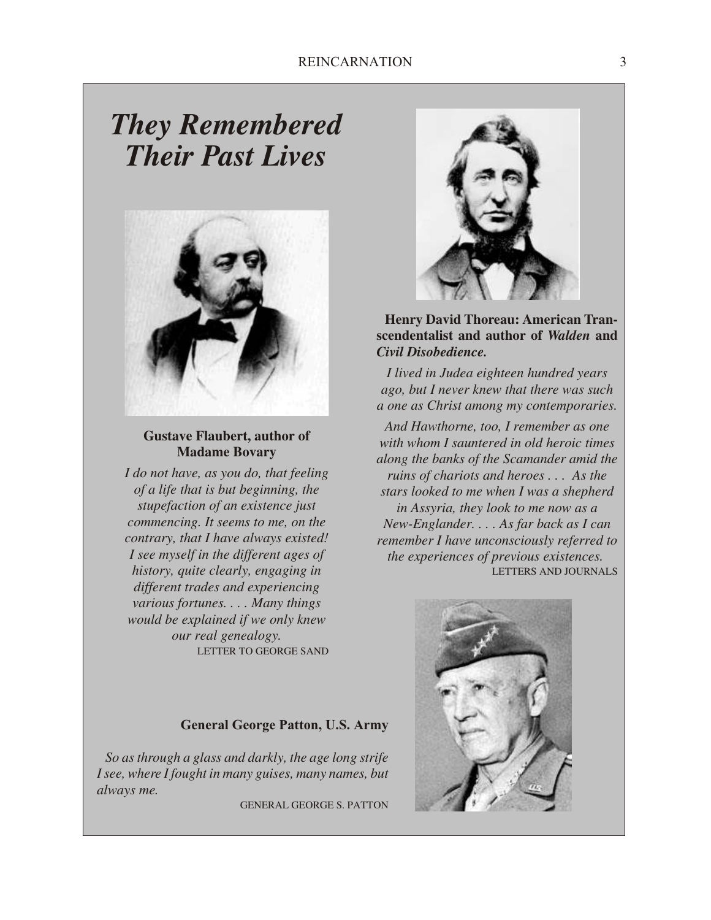# *They Remembered Their Past Lives*

**Gustave Flaubert, author of Madame Bovary**

*I do not have, as you do, that feeling of a life that is but beginning, the stupefaction of an existence just commencing. It seems to me, on the contrary, that I have always existed! I see myself in the different ages of history, quite clearly, engaging in different trades and experiencing various fortunes. . . . Many things would be explained if we only knew our real genealogy.*

LETTER TO GEORGE SAND

**Henry David Thoreau: American Transcendentalist and author of *Walden* and *Civil Disobedience.***

*I lived in Judea eighteen hundred years ago, but I never knew that there was such a one as Christ among my contemporaries.*

*And Hawthorne, too, I remember as one with whom I sauntered in old heroic times along the banks of the Scamander amid the ruins of chariots and heroes . . . As the stars looked to me when I was a shepherd in Assyria, they look to me now as a New-Englander. . . . As far back as I can remember I have unconsciously referred to the experiences of previous existences.*

LETTERS AND JOURNALS

**General George Patton, U.S. Army**

*So as through a glass and darkly, the age long strife I see, where I fought in many guises, many names, but always me.*

GENERAL GEORGE S. PATTON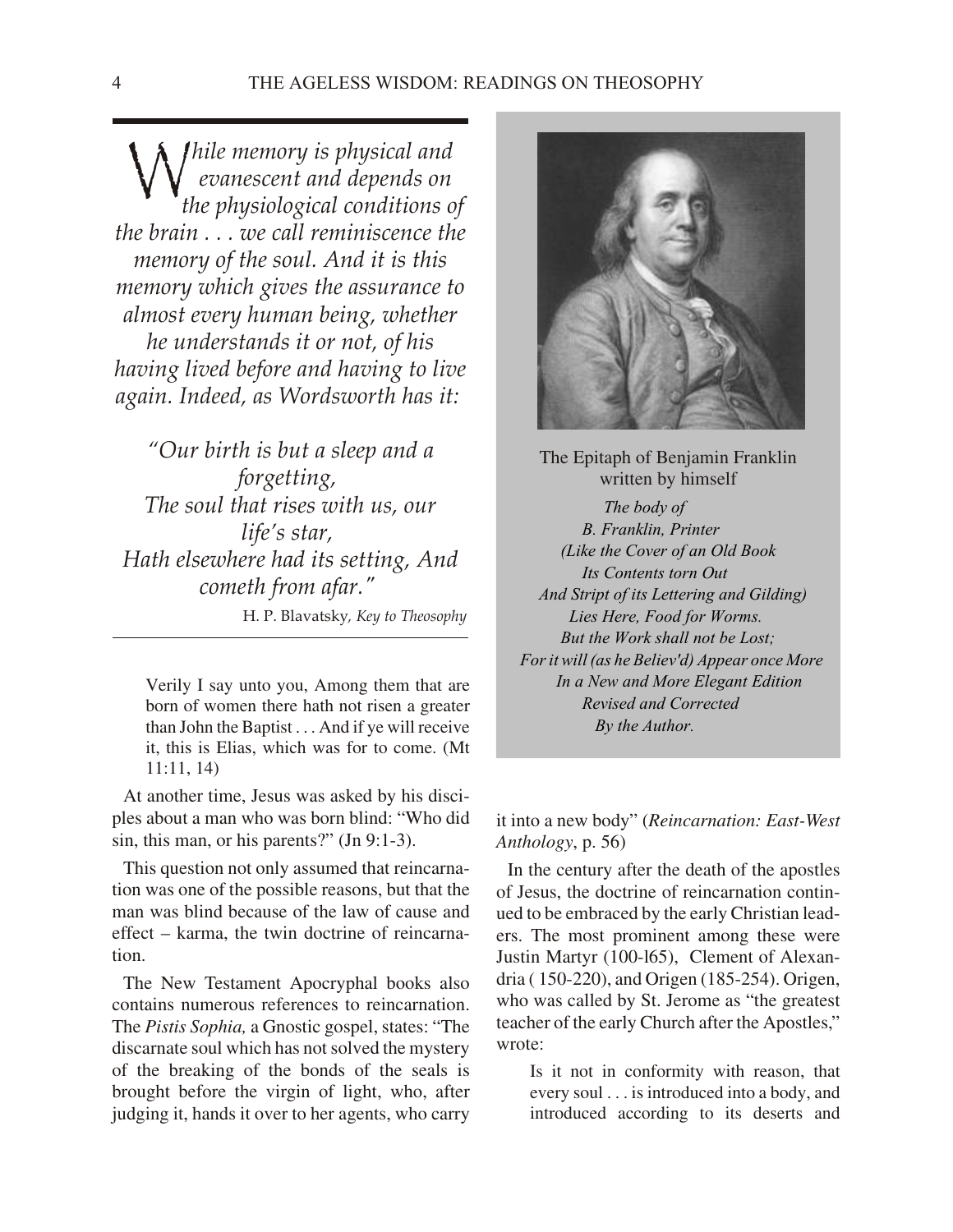*While memory is physical and evanescent and depends on the physiological conditions of the brain . . . we call reminiscence the memory of the soul. And it is this memory which gives the assurance to almost every human being, whether he understands it or not, of his having lived before and having to live again. Indeed, as Wordsworth has it:*

*"Our birth is but a sleep and a forgetting,*
*The soul that rises with us, our life's star,*
*Hath elsewhere had its setting, And cometh from afar."*

H. P. Blavatsky, *Key to Theosophy*

> Verily I say unto you, Among them that are born of women there hath not risen a greater than John the Baptist . . . And if ye will receive it, this is Elias, which was for to come. (Mt 11:11, 14)

At another time, Jesus was asked by his disciples about a man who was born blind: "Who did sin, this man, or his parents?" (Jn 9:1-3).

This question not only assumed that reincarnation was one of the possible reasons, but that the man was blind because of the law of cause and effect – karma, the twin doctrine of reincarnation.

The New Testament Apocryphal books also contains numerous references to reincarnation. The *Pistis Sophia,* a Gnostic gospel, states: "The discarnate soul which has not solved the mystery of the breaking of the bonds of the seals is brought before the virgin of light, who, after judging it, hands it over to her agents, who carry it into a new body" (*Reincarnation: East-West Anthology*, p. 56)

The Epitaph of Benjamin Franklin written by himself

*The body of*
*B. Franklin, Printer*
*(Like the Cover of an Old Book*
*Its Contents torn Out*
*And Stript of its Lettering and Gilding)*
*Lies Here, Food for Worms.*
*But the Work shall not be Lost;*
*For it will (as he Believ'd) Appear once More*
*In a New and More Elegant Edition*
*Revised and Corrected*
*By the Author.*

In the century after the death of the apostles of Jesus, the doctrine of reincarnation continued to be embraced by the early Christian leaders. The most prominent among these were Justin Martyr (100-l65), Clement of Alexandria ( 150-220), and Origen (185-254). Origen, who was called by St. Jerome as "the greatest teacher of the early Church after the Apostles," wrote:

> Is it not in conformity with reason, that every soul . . . is introduced into a body, and introduced according to its deserts and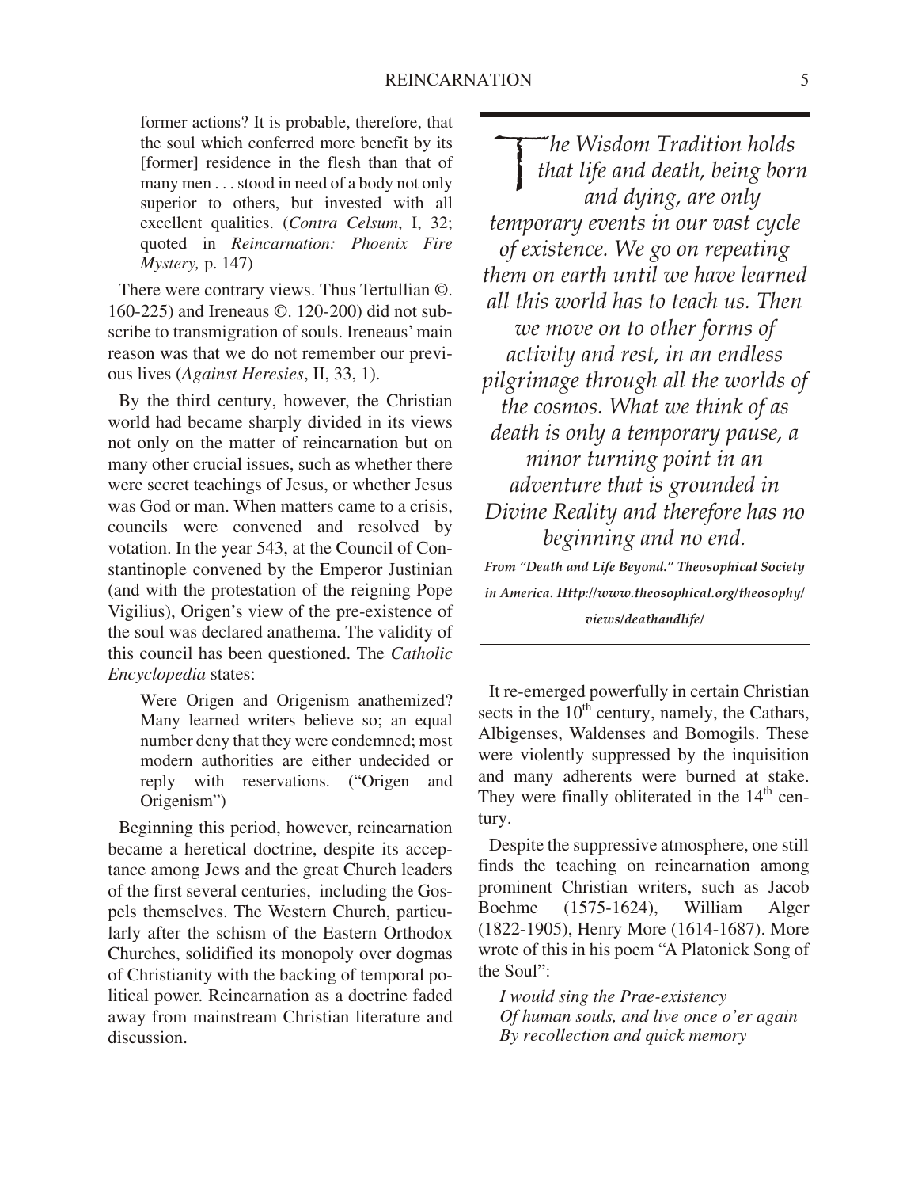former actions? It is probable, therefore, that the soul which conferred more benefit by its [former] residence in the flesh than that of many men . . . stood in need of a body not only superior to others, but invested with all excellent qualities. (*Contra Celsum*, I, 32; quoted in *Reincarnation: Phoenix Fire Mystery,* p. 147)

There were contrary views. Thus Tertullian ©. 160-225) and Ireneaus ©. 120-200) did not subscribe to transmigration of souls. Ireneaus' main reason was that we do not remember our previous lives (*Against Heresies*, II, 33, 1).

By the third century, however, the Christian world had became sharply divided in its views not only on the matter of reincarnation but on many other crucial issues, such as whether there were secret teachings of Jesus, or whether Jesus was God or man. When matters came to a crisis, councils were convened and resolved by votation. In the year 543, at the Council of Constantinople convened by the Emperor Justinian (and with the protestation of the reigning Pope Vigilius), Origen's view of the pre-existence of the soul was declared anathema. The validity of this council has been questioned. The *Catholic Encyclopedia* states:

> Were Origen and Origenism anathemized? Many learned writers believe so; an equal number deny that they were condemned; most modern authorities are either undecided or reply with reservations. ("Origen and Origenism")

Beginning this period, however, reincarnation became a heretical doctrine, despite its acceptance among Jews and the great Church leaders of the first several centuries, including the Gospels themselves. The Western Church, particularly after the schism of the Eastern Orthodox Churches, solidified its monopoly over dogmas of Christianity with the backing of temporal political power. Reincarnation as a doctrine faded away from mainstream Christian literature and discussion.

> *The Wisdom Tradition holds that life and death, being born and dying, are only temporary events in our vast cycle of existence. We go on repeating them on earth until we have learned all this world has to teach us. Then we move on to other forms of activity and rest, in an endless pilgrimage through all the worlds of the cosmos. What we think of as death is only a temporary pause, a minor turning point in an adventure that is grounded in Divine Reality and therefore has no beginning and no end.*
>
> ***From "Death and Life Beyond." Theosophical Society in America. Http://www.theosophical.org/theosophy/views/deathandlife/***

It re-emerged powerfully in certain Christian sects in the 10th century, namely, the Cathars, Albigenses, Waldenses and Bomogils. These were violently suppressed by the inquisition and many adherents were burned at stake. They were finally obliterated in the 14th century.

Despite the suppressive atmosphere, one still finds the teaching on reincarnation among prominent Christian writers, such as Jacob Boehme (1575-1624), William Alger (1822-1905), Henry More (1614-1687). More wrote of this in his poem "A Platonick Song of the Soul":

> *I would sing the Prae-existency*
> *Of human souls, and live once o'er again*
> *By recollection and quick memory*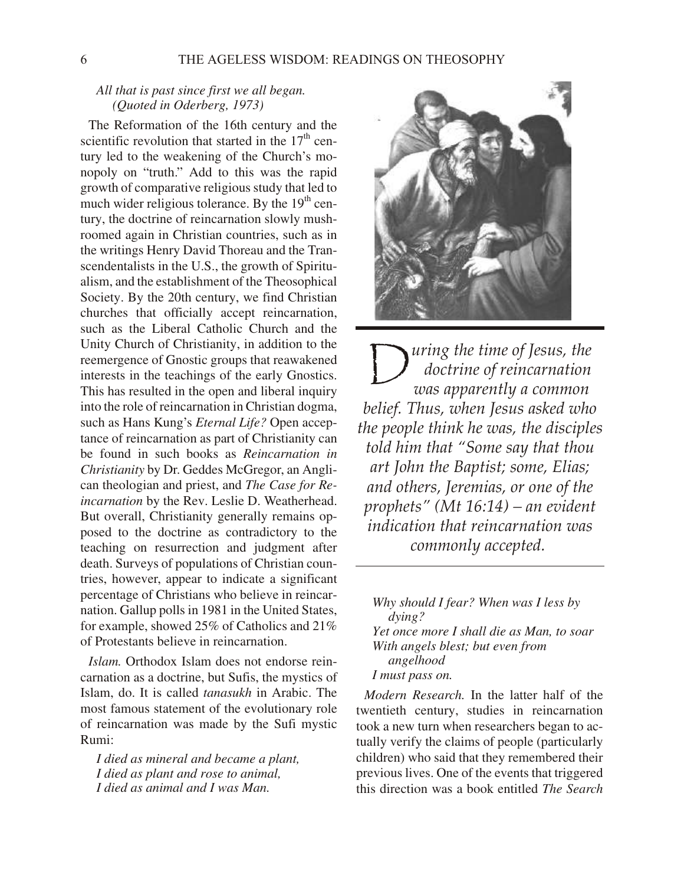*All that is past since first we all began.*
*(Quoted in Oderberg, 1973)*

The Reformation of the 16th century and the scientific revolution that started in the $17^{th}$ century led to the weakening of the Church's monopoly on "truth." Add to this was the rapid growth of comparative religious study that led to much wider religious tolerance. By the $19^{th}$ century, the doctrine of reincarnation slowly mushroomed again in Christian countries, such as in the writings Henry David Thoreau and the Transcendentalists in the U.S., the growth of Spiritualism, and the establishment of the Theosophical Society. By the 20th century, we find Christian churches that officially accept reincarnation, such as the Liberal Catholic Church and the Unity Church of Christianity, in addition to the reemergence of Gnostic groups that reawakened interests in the teachings of the early Gnostics. This has resulted in the open and liberal inquiry into the role of reincarnation in Christian dogma, such as Hans Kung's *Eternal Life?* Open acceptance of reincarnation as part of Christianity can be found in such books as *Reincarnation in Christianity* by Dr. Geddes McGregor, an Anglican theologian and priest, and *The Case for Reincarnation* by the Rev. Leslie D. Weatherhead. But overall, Christianity generally remains opposed to the doctrine as contradictory to the teaching on resurrection and judgment after death. Surveys of populations of Christian countries, however, appear to indicate a significant percentage of Christians who believe in reincarnation. Gallup polls in 1981 in the United States, for example, showed 25% of Catholics and 21% of Protestants believe in reincarnation.

*Islam.* Orthodox Islam does not endorse reincarnation as a doctrine, but Sufis, the mystics of Islam, do. It is called *tanasukh* in Arabic. The most famous statement of the evolutionary role of reincarnation was made by the Sufi mystic Rumi:

*I died as mineral and became a plant,*
*I died as plant and rose to animal,*
*I died as animal and I was Man.*
*Why should I fear? When was I less by dying?*
*Yet once more I shall die as Man, to soar*
*With angels blest; but even from angelhood*
*I must pass on.*

> *During the time of Jesus, the doctrine of reincarnation was apparently a common belief. Thus, when Jesus asked who the people think he was, the disciples told him that "Some say that thou art John the Baptist; some, Elias; and others, Jeremias, or one of the prophets" (Mt 16:14) – an evident indication that reincarnation was commonly accepted.*

*Modern Research.* In the latter half of the twentieth century, studies in reincarnation took a new turn when researchers began to actually verify the claims of people (particularly children) who said that they remembered their previous lives. One of the events that triggered this direction was a book entitled *The Search*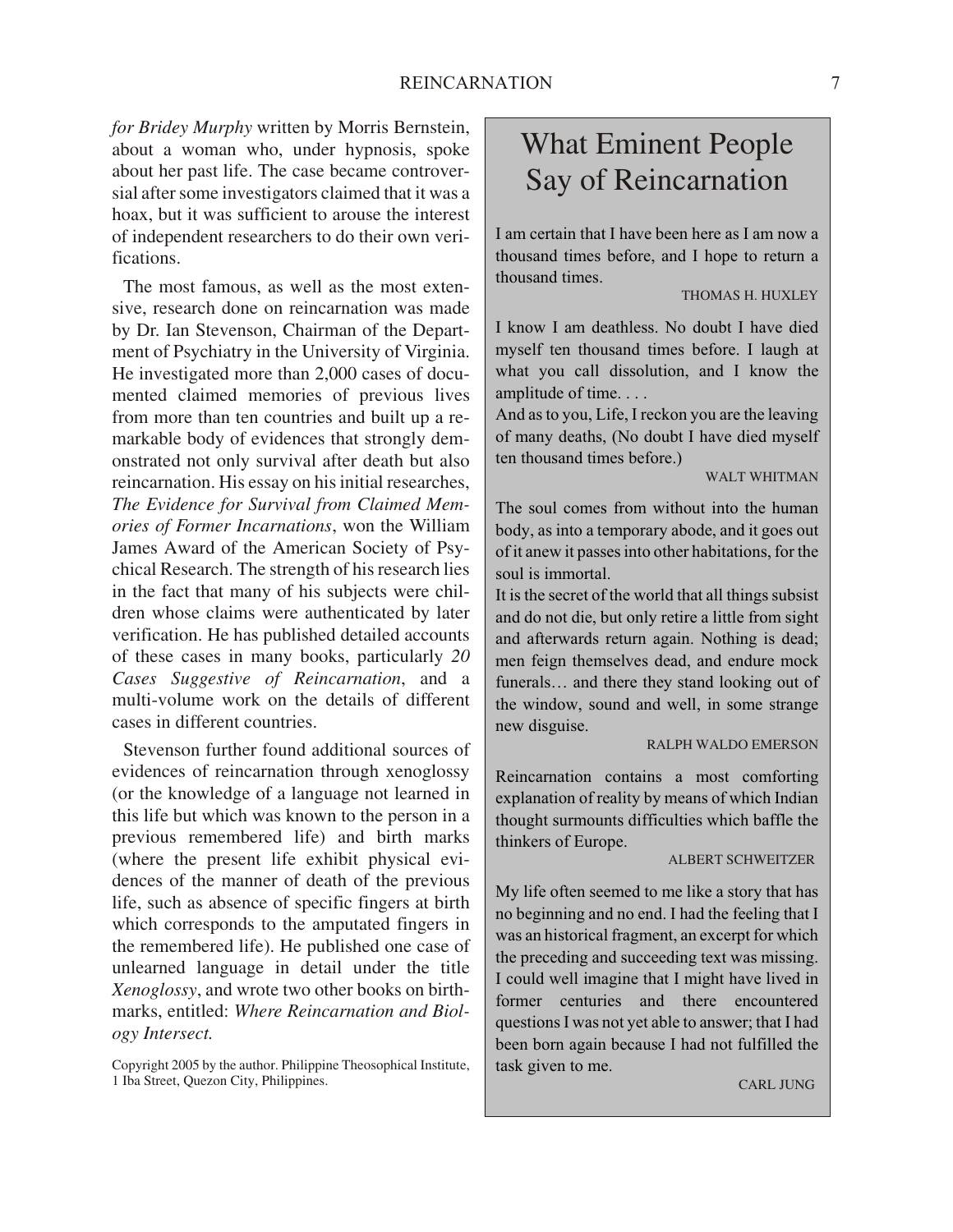*for Bridey Murphy* written by Morris Bernstein, about a woman who, under hypnosis, spoke about her past life. The case became controversial after some investigators claimed that it was a hoax, but it was sufficient to arouse the interest of independent researchers to do their own verifications.

The most famous, as well as the most extensive, research done on reincarnation was made by Dr. Ian Stevenson, Chairman of the Department of Psychiatry in the University of Virginia. He investigated more than 2,000 cases of documented claimed memories of previous lives from more than ten countries and built up a remarkable body of evidences that strongly demonstrated not only survival after death but also reincarnation. His essay on his initial researches, *The Evidence for Survival from Claimed Memories of Former Incarnations*, won the William James Award of the American Society of Psychical Research. The strength of his research lies in the fact that many of his subjects were children whose claims were authenticated by later verification. He has published detailed accounts of these cases in many books, particularly *20 Cases Suggestive of Reincarnation*, and a multi-volume work on the details of different cases in different countries.

Stevenson further found additional sources of evidences of reincarnation through xenoglossy (or the knowledge of a language not learned in this life but which was known to the person in a previous remembered life) and birth marks (where the present life exhibit physical evidences of the manner of death of the previous life, such as absence of specific fingers at birth which corresponds to the amputated fingers in the remembered life). He published one case of unlearned language in detail under the title *Xenoglossy*, and wrote two other books on birthmarks, entitled: *Where Reincarnation and Biology Intersect.*

Copyright 2005 by the author. Philippine Theosophical Institute, 1 Iba Street, Quezon City, Philippines.

## What Eminent People Say of Reincarnation

I am certain that I have been here as I am now a thousand times before, and I hope to return a thousand times.

THOMAS H. HUXLEY

I know I am deathless. No doubt I have died myself ten thousand times before. I laugh at what you call dissolution, and I know the amplitude of time. . . .
And as to you, Life, I reckon you are the leaving of many deaths, (No doubt I have died myself ten thousand times before.)

WALT WHITMAN

The soul comes from without into the human body, as into a temporary abode, and it goes out of it anew it passes into other habitations, for the soul is immortal.
It is the secret of the world that all things subsist and do not die, but only retire a little from sight and afterwards return again. Nothing is dead; men feign themselves dead, and endure mock funerals… and there they stand looking out of the window, sound and well, in some strange new disguise.

RALPH WALDO EMERSON

Reincarnation contains a most comforting explanation of reality by means of which Indian thought surmounts difficulties which baffle the thinkers of Europe.

ALBERT SCHWEITZER

My life often seemed to me like a story that has no beginning and no end. I had the feeling that I was an historical fragment, an excerpt for which the preceding and succeeding text was missing. I could well imagine that I might have lived in former centuries and there encountered questions I was not yet able to answer; that I had been born again because I had not fulfilled the task given to me.

CARL JUNG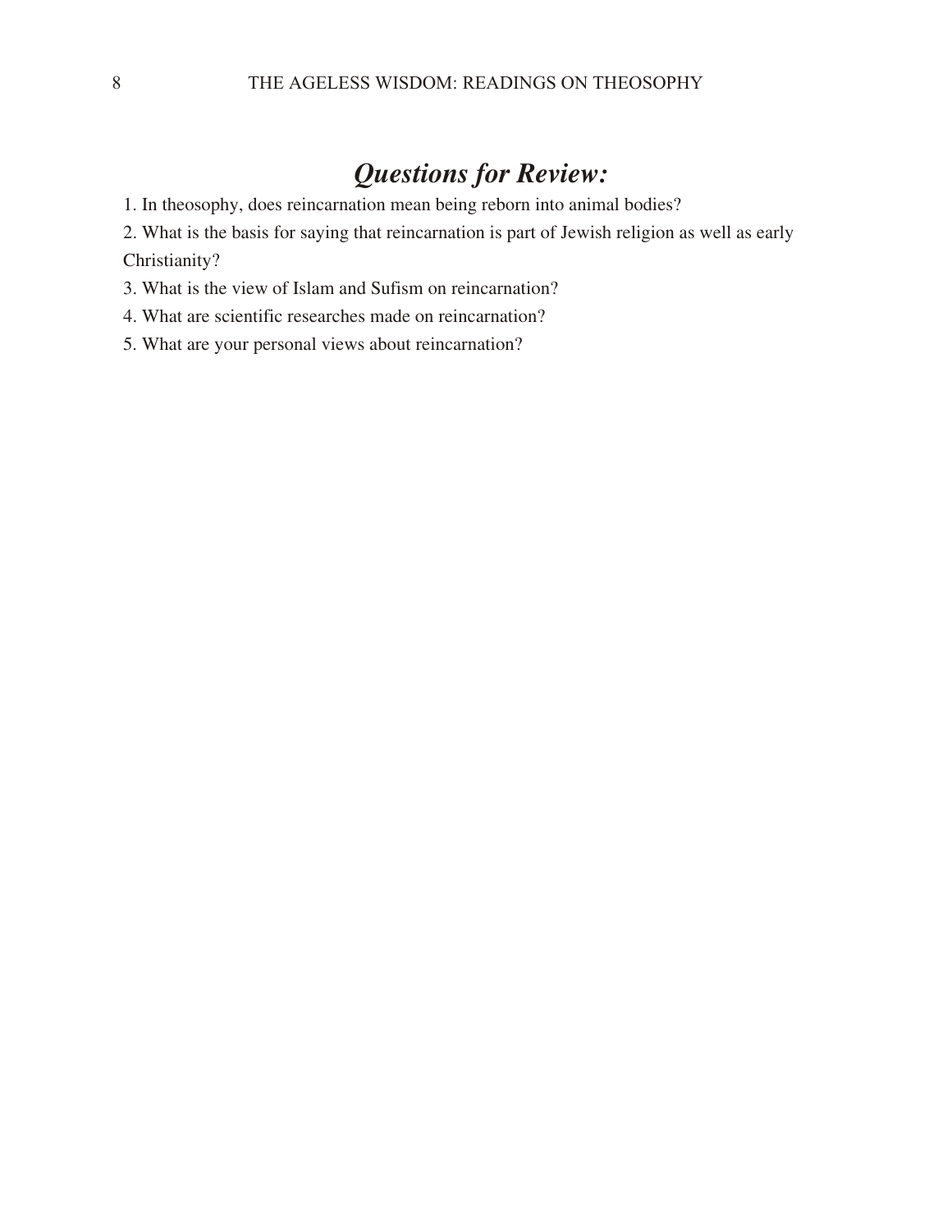## *Questions for Review:*

1. In theosophy, does reincarnation mean being reborn into animal bodies?
2. What is the basis for saying that reincarnation is part of Jewish religion as well as early Christianity?
3. What is the view of Islam and Sufism on reincarnation?
4. What are scientific researches made on reincarnation?
5. What are your personal views about reincarnation?